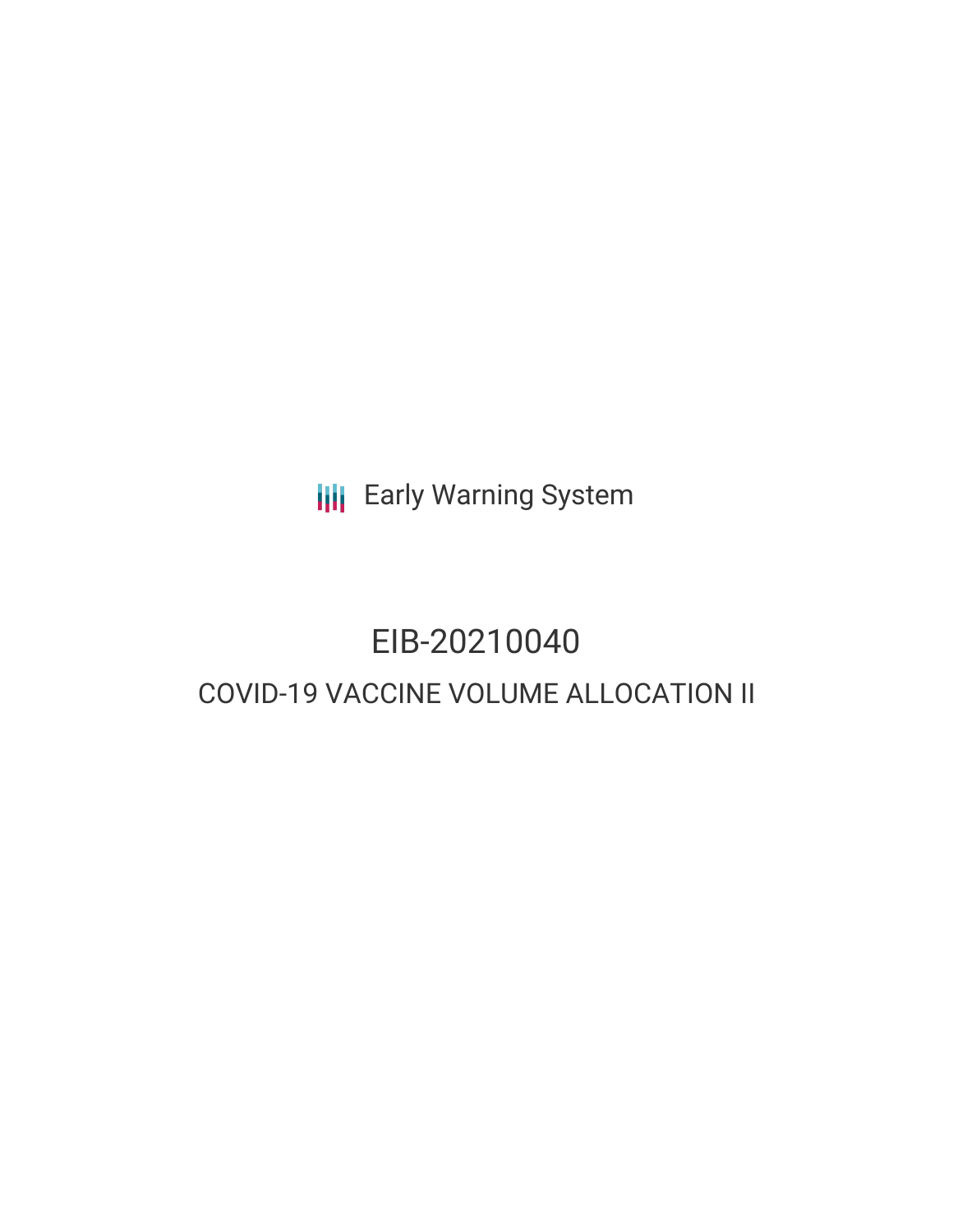Early Warning System

# EIB-20210040

## COVID-19 VACCINE VOLUME ALLOCATION II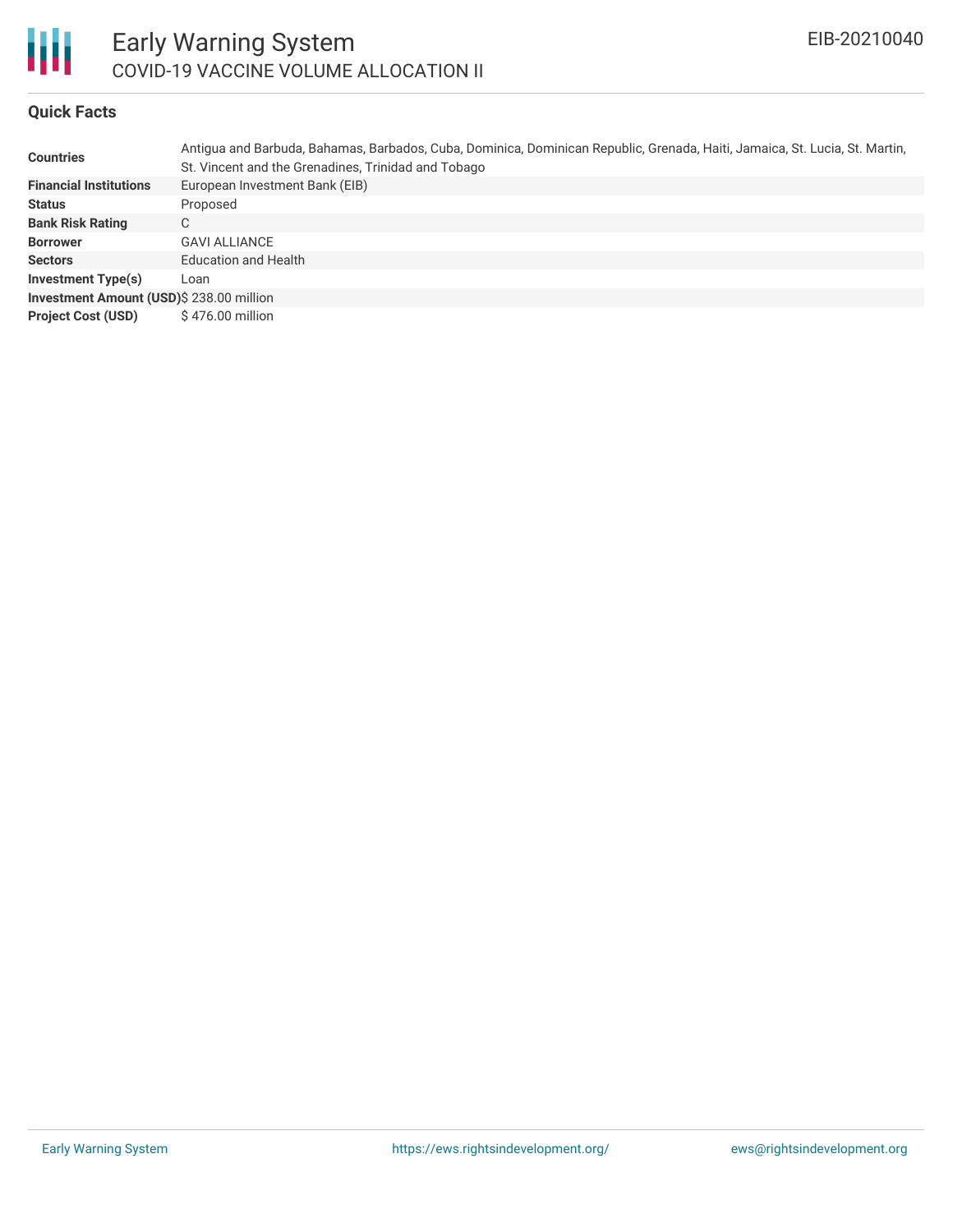# Early Warning System

## COVID-19 VACCINE VOLUME ALLOCATION II

EIB-20210040

### Quick Facts

| | |
|---|---|
| **Countries** | Antigua and Barbuda, Bahamas, Barbados, Cuba, Dominica, Dominican Republic, Grenada, Haiti, Jamaica, St. Lucia, St. Martin, St. Vincent and the Grenadines, Trinidad and Tobago |
| **Financial Institutions** | European Investment Bank (EIB) |
| **Status** | Proposed |
| **Bank Risk Rating** | C |
| **Borrower** | GAVI ALLIANCE |
| **Sectors** | Education and Health |
| **Investment Type(s)** | Loan |
| **Investment Amount (USD)** | $ 238.00 million |
| **Project Cost (USD)** | $ 476.00 million |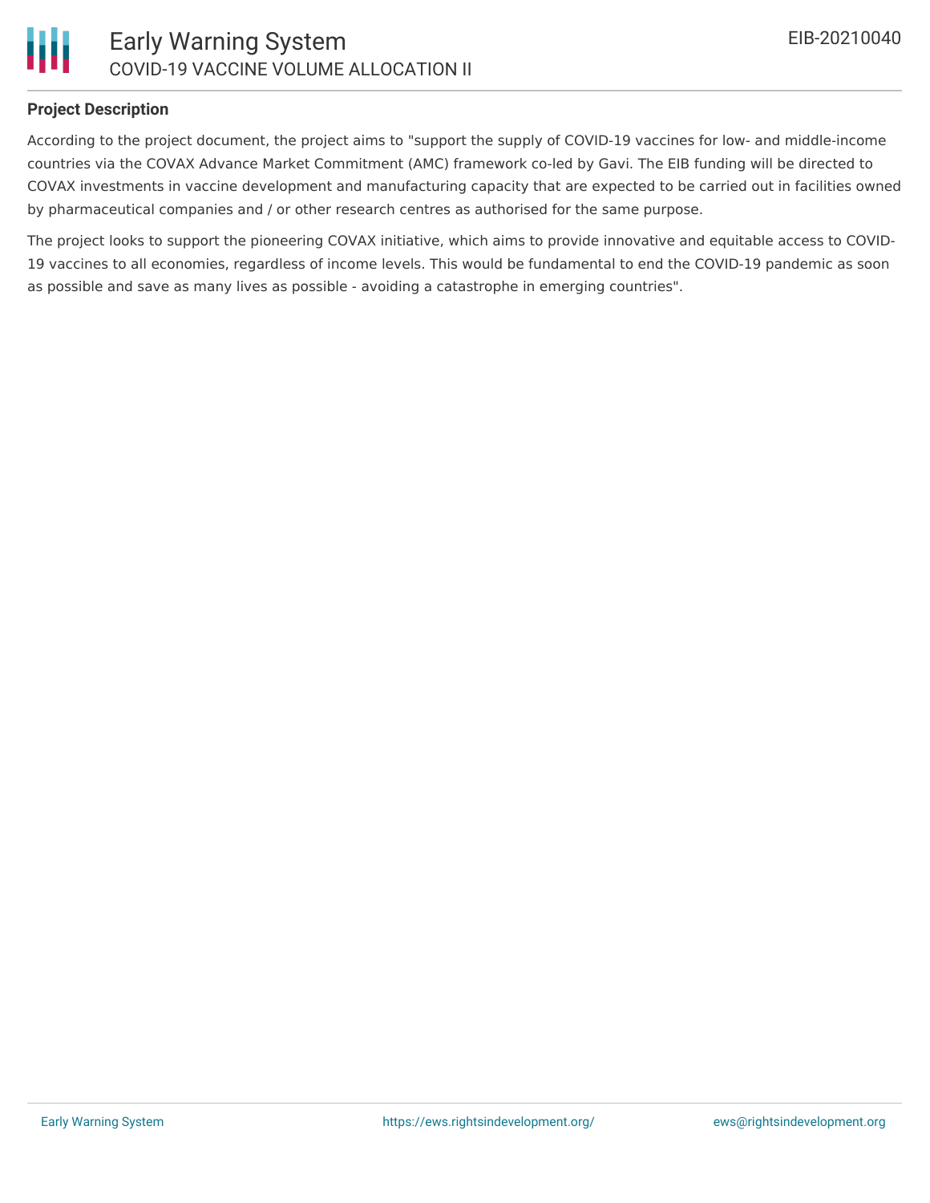## Project Description

According to the project document, the project aims to "support the supply of COVID-19 vaccines for low- and middle-income countries via the COVAX Advance Market Commitment (AMC) framework co-led by Gavi. The EIB funding will be directed to COVAX investments in vaccine development and manufacturing capacity that are expected to be carried out in facilities owned by pharmaceutical companies and / or other research centres as authorised for the same purpose.

The project looks to support the pioneering COVAX initiative, which aims to provide innovative and equitable access to COVID-19 vaccines to all economies, regardless of income levels. This would be fundamental to end the COVID-19 pandemic as soon as possible and save as many lives as possible - avoiding a catastrophe in emerging countries".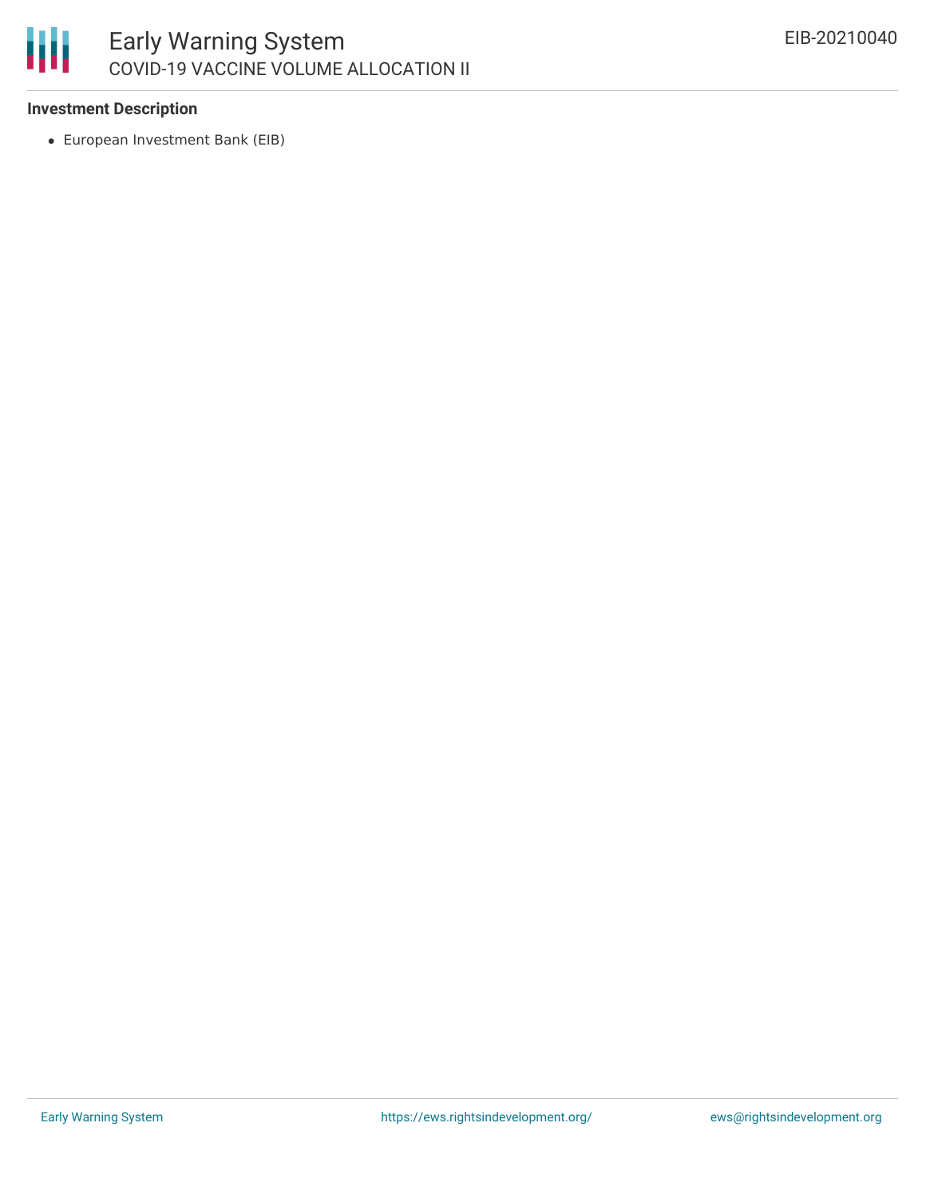### Investment Description

- European Investment Bank (EIB)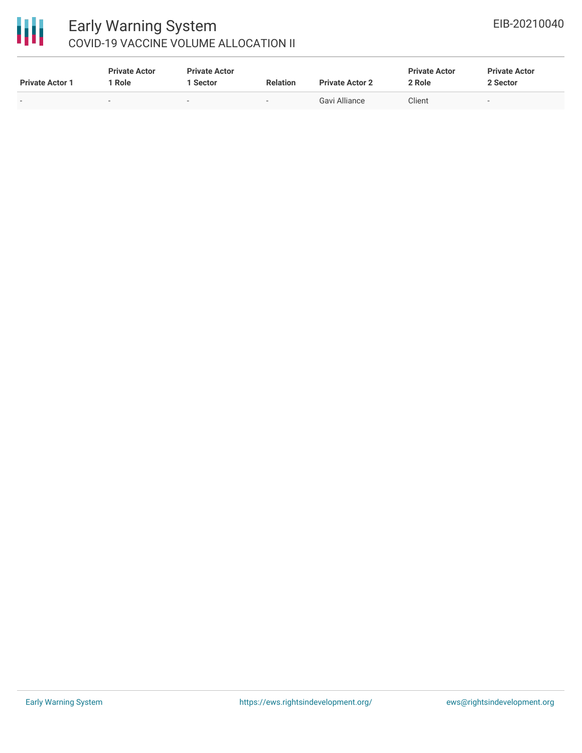| Private Actor 1 | Private Actor 1 Role | Private Actor 1 Sector | Relation | Private Actor 2 | Private Actor 2 Role | Private Actor 2 Sector |
|---|---|---|---|---|---|---|
| - | - | - | - | Gavi Alliance | Client | - |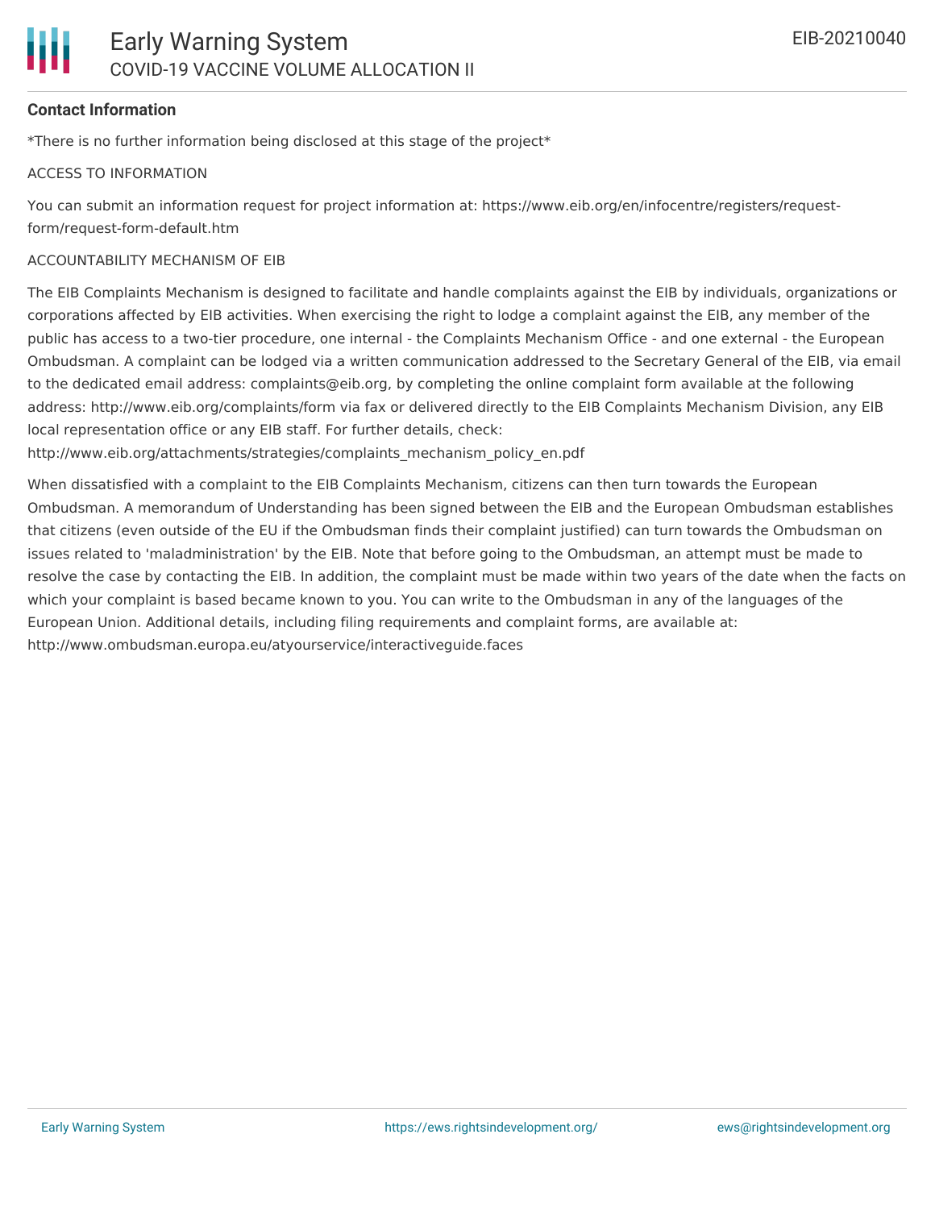## Contact Information

*There is no further information being disclosed at this stage of the project*

ACCESS TO INFORMATION

You can submit an information request for project information at: https://www.eib.org/en/infocentre/registers/request-form/request-form-default.htm

ACCOUNTABILITY MECHANISM OF EIB

The EIB Complaints Mechanism is designed to facilitate and handle complaints against the EIB by individuals, organizations or corporations affected by EIB activities. When exercising the right to lodge a complaint against the EIB, any member of the public has access to a two-tier procedure, one internal - the Complaints Mechanism Office - and one external - the European Ombudsman. A complaint can be lodged via a written communication addressed to the Secretary General of the EIB, via email to the dedicated email address: complaints@eib.org, by completing the online complaint form available at the following address: http://www.eib.org/complaints/form via fax or delivered directly to the EIB Complaints Mechanism Division, any EIB local representation office or any EIB staff. For further details, check: http://www.eib.org/attachments/strategies/complaints_mechanism_policy_en.pdf

When dissatisfied with a complaint to the EIB Complaints Mechanism, citizens can then turn towards the European Ombudsman. A memorandum of Understanding has been signed between the EIB and the European Ombudsman establishes that citizens (even outside of the EU if the Ombudsman finds their complaint justified) can turn towards the Ombudsman on issues related to 'maladministration' by the EIB. Note that before going to the Ombudsman, an attempt must be made to resolve the case by contacting the EIB. In addition, the complaint must be made within two years of the date when the facts on which your complaint is based became known to you. You can write to the Ombudsman in any of the languages of the European Union. Additional details, including filing requirements and complaint forms, are available at: http://www.ombudsman.europa.eu/atyourservice/interactiveguide.faces